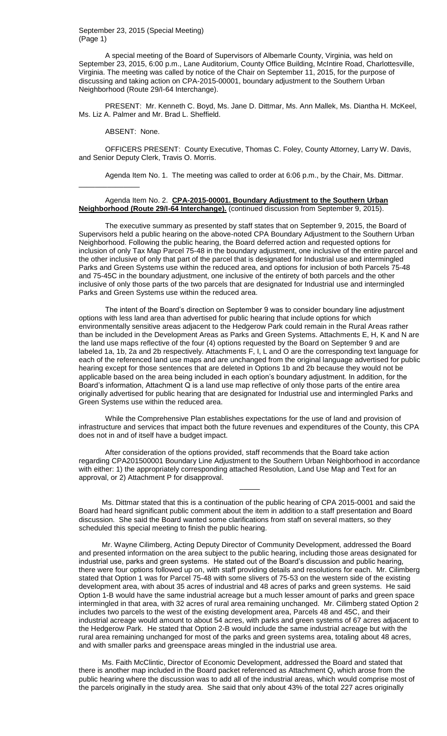September 23, 2015 (Special Meeting)
(Page 1)

A special meeting of the Board of Supervisors of Albemarle County, Virginia, was held on September 23, 2015, 6:00 p.m., Lane Auditorium, County Office Building, McIntire Road, Charlottesville, Virginia. The meeting was called by notice of the Chair on September 11, 2015, for the purpose of discussing and taking action on CPA-2015-00001, boundary adjustment to the Southern Urban Neighborhood (Route 29/I-64 Interchange).

PRESENT: Mr. Kenneth C. Boyd, Ms. Jane D. Dittmar, Ms. Ann Mallek, Ms. Diantha H. McKeel, Ms. Liz A. Palmer and Mr. Brad L. Sheffield.

ABSENT: None.

OFFICERS PRESENT: County Executive, Thomas C. Foley, County Attorney, Larry W. Davis, and Senior Deputy Clerk, Travis O. Morris.

Agenda Item No. 1. The meeting was called to order at 6:06 p.m., by the Chair, Ms. Dittmar.

---

Agenda Item No. 2. **CPA-2015-00001. Boundary Adjustment to the Southern Urban Neighborhood (Route 29/I-64 Interchange).** (continued discussion from September 9, 2015).

The executive summary as presented by staff states that on September 9, 2015, the Board of Supervisors held a public hearing on the above-noted CPA Boundary Adjustment to the Southern Urban Neighborhood. Following the public hearing, the Board deferred action and requested options for inclusion of only Tax Map Parcel 75-48 in the boundary adjustment, one inclusive of the entire parcel and the other inclusive of only that part of the parcel that is designated for Industrial use and intermingled Parks and Green Systems use within the reduced area, and options for inclusion of both Parcels 75-48 and 75-45C in the boundary adjustment, one inclusive of the entirety of both parcels and the other inclusive of only those parts of the two parcels that are designated for Industrial use and intermingled Parks and Green Systems use within the reduced area.

The intent of the Board's direction on September 9 was to consider boundary line adjustment options with less land area than advertised for public hearing that include options for which environmentally sensitive areas adjacent to the Hedgerow Park could remain in the Rural Areas rather than be included in the Development Areas as Parks and Green Systems. Attachments E, H, K and N are the land use maps reflective of the four (4) options requested by the Board on September 9 and are labeled 1a, 1b, 2a and 2b respectively. Attachments F, I, L and O are the corresponding text language for each of the referenced land use maps and are unchanged from the original language advertised for public hearing except for those sentences that are deleted in Options 1b and 2b because they would not be applicable based on the area being included in each option's boundary adjustment. In addition, for the Board's information, Attachment Q is a land use map reflective of only those parts of the entire area originally advertised for public hearing that are designated for Industrial use and intermingled Parks and Green Systems use within the reduced area.

While the Comprehensive Plan establishes expectations for the use of land and provision of infrastructure and services that impact both the future revenues and expenditures of the County, this CPA does not in and of itself have a budget impact.

After consideration of the options provided, staff recommends that the Board take action regarding CPA201500001 Boundary Line Adjustment to the Southern Urban Neighborhood in accordance with either: 1) the appropriately corresponding attached Resolution, Land Use Map and Text for an approval, or 2) Attachment P for disapproval.

---

Ms. Dittmar stated that this is a continuation of the public hearing of CPA 2015-0001 and said the Board had heard significant public comment about the item in addition to a staff presentation and Board discussion. She said the Board wanted some clarifications from staff on several matters, so they scheduled this special meeting to finish the public hearing.

Mr. Wayne Cilimberg, Acting Deputy Director of Community Development, addressed the Board and presented information on the area subject to the public hearing, including those areas designated for industrial use, parks and green systems. He stated out of the Board's discussion and public hearing, there were four options followed up on, with staff providing details and resolutions for each. Mr. Cilimberg stated that Option 1 was for Parcel 75-48 with some slivers of 75-53 on the western side of the existing development area, with about 35 acres of industrial and 48 acres of parks and green systems. He said Option 1-B would have the same industrial acreage but a much lesser amount of parks and green space intermingled in that area, with 32 acres of rural area remaining unchanged. Mr. Cilimberg stated Option 2 includes two parcels to the west of the existing development area, Parcels 48 and 45C, and their industrial acreage would amount to about 54 acres, with parks and green systems of 67 acres adjacent to the Hedgerow Park. He stated that Option 2-B would include the same industrial acreage but with the rural area remaining unchanged for most of the parks and green systems area, totaling about 48 acres, and with smaller parks and greenspace areas mingled in the industrial use area.

Ms. Faith McClintic, Director of Economic Development, addressed the Board and stated that there is another map included in the Board packet referenced as Attachment Q, which arose from the public hearing where the discussion was to add all of the industrial areas, which would comprise most of the parcels originally in the study area. She said that only about 43% of the total 227 acres originally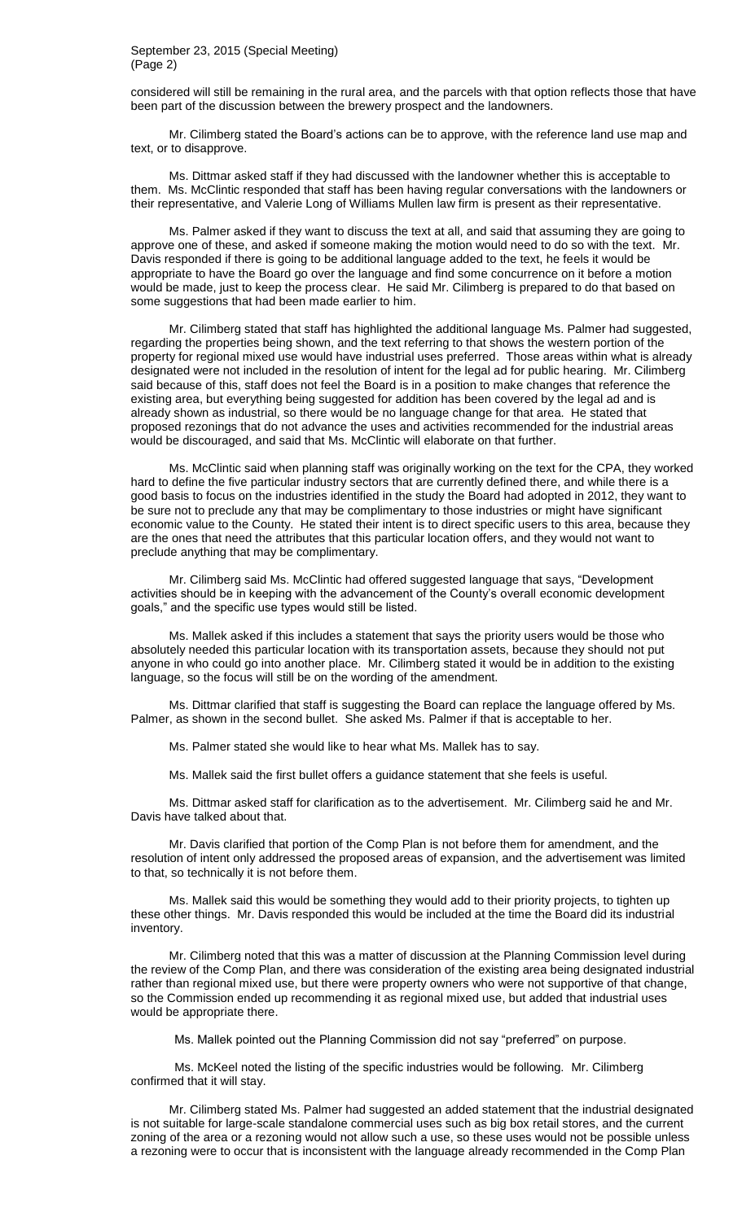considered will still be remaining in the rural area, and the parcels with that option reflects those that have been part of the discussion between the brewery prospect and the landowners.

Mr. Cilimberg stated the Board's actions can be to approve, with the reference land use map and text, or to disapprove.

Ms. Dittmar asked staff if they had discussed with the landowner whether this is acceptable to them. Ms. McClintic responded that staff has been having regular conversations with the landowners or their representative, and Valerie Long of Williams Mullen law firm is present as their representative.

Ms. Palmer asked if they want to discuss the text at all, and said that assuming they are going to approve one of these, and asked if someone making the motion would need to do so with the text. Mr. Davis responded if there is going to be additional language added to the text, he feels it would be appropriate to have the Board go over the language and find some concurrence on it before a motion would be made, just to keep the process clear. He said Mr. Cilimberg is prepared to do that based on some suggestions that had been made earlier to him.

Mr. Cilimberg stated that staff has highlighted the additional language Ms. Palmer had suggested, regarding the properties being shown, and the text referring to that shows the western portion of the property for regional mixed use would have industrial uses preferred. Those areas within what is already designated were not included in the resolution of intent for the legal ad for public hearing. Mr. Cilimberg said because of this, staff does not feel the Board is in a position to make changes that reference the existing area, but everything being suggested for addition has been covered by the legal ad and is already shown as industrial, so there would be no language change for that area. He stated that proposed rezonings that do not advance the uses and activities recommended for the industrial areas would be discouraged, and said that Ms. McClintic will elaborate on that further.

Ms. McClintic said when planning staff was originally working on the text for the CPA, they worked hard to define the five particular industry sectors that are currently defined there, and while there is a good basis to focus on the industries identified in the study the Board had adopted in 2012, they want to be sure not to preclude any that may be complimentary to those industries or might have significant economic value to the County. He stated their intent is to direct specific users to this area, because they are the ones that need the attributes that this particular location offers, and they would not want to preclude anything that may be complimentary.

Mr. Cilimberg said Ms. McClintic had offered suggested language that says, "Development activities should be in keeping with the advancement of the County's overall economic development goals," and the specific use types would still be listed.

Ms. Mallek asked if this includes a statement that says the priority users would be those who absolutely needed this particular location with its transportation assets, because they should not put anyone in who could go into another place. Mr. Cilimberg stated it would be in addition to the existing language, so the focus will still be on the wording of the amendment.

Ms. Dittmar clarified that staff is suggesting the Board can replace the language offered by Ms. Palmer, as shown in the second bullet. She asked Ms. Palmer if that is acceptable to her.

Ms. Palmer stated she would like to hear what Ms. Mallek has to say.

Ms. Mallek said the first bullet offers a guidance statement that she feels is useful.

Ms. Dittmar asked staff for clarification as to the advertisement. Mr. Cilimberg said he and Mr. Davis have talked about that.

Mr. Davis clarified that portion of the Comp Plan is not before them for amendment, and the resolution of intent only addressed the proposed areas of expansion, and the advertisement was limited to that, so technically it is not before them.

Ms. Mallek said this would be something they would add to their priority projects, to tighten up these other things. Mr. Davis responded this would be included at the time the Board did its industrial inventory.

Mr. Cilimberg noted that this was a matter of discussion at the Planning Commission level during the review of the Comp Plan, and there was consideration of the existing area being designated industrial rather than regional mixed use, but there were property owners who were not supportive of that change, so the Commission ended up recommending it as regional mixed use, but added that industrial uses would be appropriate there.

Ms. Mallek pointed out the Planning Commission did not say "preferred" on purpose.

Ms. McKeel noted the listing of the specific industries would be following. Mr. Cilimberg confirmed that it will stay.

Mr. Cilimberg stated Ms. Palmer had suggested an added statement that the industrial designated is not suitable for large-scale standalone commercial uses such as big box retail stores, and the current zoning of the area or a rezoning would not allow such a use, so these uses would not be possible unless a rezoning were to occur that is inconsistent with the language already recommended in the Comp Plan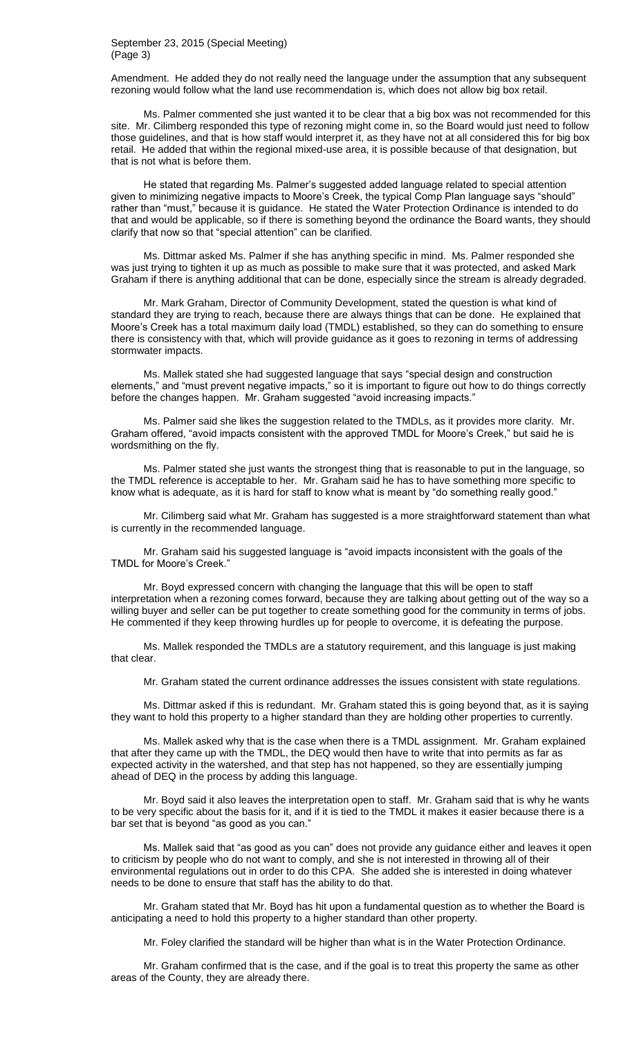Amendment. He added they do not really need the language under the assumption that any subsequent rezoning would follow what the land use recommendation is, which does not allow big box retail.

Ms. Palmer commented she just wanted it to be clear that a big box was not recommended for this site. Mr. Cilimberg responded this type of rezoning might come in, so the Board would just need to follow those guidelines, and that is how staff would interpret it, as they have not at all considered this for big box retail. He added that within the regional mixed-use area, it is possible because of that designation, but that is not what is before them.

He stated that regarding Ms. Palmer's suggested added language related to special attention given to minimizing negative impacts to Moore's Creek, the typical Comp Plan language says "should" rather than "must," because it is guidance. He stated the Water Protection Ordinance is intended to do that and would be applicable, so if there is something beyond the ordinance the Board wants, they should clarify that now so that "special attention" can be clarified.

Ms. Dittmar asked Ms. Palmer if she has anything specific in mind. Ms. Palmer responded she was just trying to tighten it up as much as possible to make sure that it was protected, and asked Mark Graham if there is anything additional that can be done, especially since the stream is already degraded.

Mr. Mark Graham, Director of Community Development, stated the question is what kind of standard they are trying to reach, because there are always things that can be done. He explained that Moore's Creek has a total maximum daily load (TMDL) established, so they can do something to ensure there is consistency with that, which will provide guidance as it goes to rezoning in terms of addressing stormwater impacts.

Ms. Mallek stated she had suggested language that says "special design and construction elements," and "must prevent negative impacts," so it is important to figure out how to do things correctly before the changes happen. Mr. Graham suggested "avoid increasing impacts."

Ms. Palmer said she likes the suggestion related to the TMDLs, as it provides more clarity. Mr. Graham offered, "avoid impacts consistent with the approved TMDL for Moore's Creek," but said he is wordsmithing on the fly.

Ms. Palmer stated she just wants the strongest thing that is reasonable to put in the language, so the TMDL reference is acceptable to her. Mr. Graham said he has to have something more specific to know what is adequate, as it is hard for staff to know what is meant by "do something really good."

Mr. Cilimberg said what Mr. Graham has suggested is a more straightforward statement than what is currently in the recommended language.

Mr. Graham said his suggested language is "avoid impacts inconsistent with the goals of the TMDL for Moore's Creek."

Mr. Boyd expressed concern with changing the language that this will be open to staff interpretation when a rezoning comes forward, because they are talking about getting out of the way so a willing buyer and seller can be put together to create something good for the community in terms of jobs. He commented if they keep throwing hurdles up for people to overcome, it is defeating the purpose.

Ms. Mallek responded the TMDLs are a statutory requirement, and this language is just making that clear.

Mr. Graham stated the current ordinance addresses the issues consistent with state regulations.

Ms. Dittmar asked if this is redundant. Mr. Graham stated this is going beyond that, as it is saying they want to hold this property to a higher standard than they are holding other properties to currently.

Ms. Mallek asked why that is the case when there is a TMDL assignment. Mr. Graham explained that after they came up with the TMDL, the DEQ would then have to write that into permits as far as expected activity in the watershed, and that step has not happened, so they are essentially jumping ahead of DEQ in the process by adding this language.

Mr. Boyd said it also leaves the interpretation open to staff. Mr. Graham said that is why he wants to be very specific about the basis for it, and if it is tied to the TMDL it makes it easier because there is a bar set that is beyond "as good as you can."

Ms. Mallek said that "as good as you can" does not provide any guidance either and leaves it open to criticism by people who do not want to comply, and she is not interested in throwing all of their environmental regulations out in order to do this CPA. She added she is interested in doing whatever needs to be done to ensure that staff has the ability to do that.

Mr. Graham stated that Mr. Boyd has hit upon a fundamental question as to whether the Board is anticipating a need to hold this property to a higher standard than other property.

Mr. Foley clarified the standard will be higher than what is in the Water Protection Ordinance.

Mr. Graham confirmed that is the case, and if the goal is to treat this property the same as other areas of the County, they are already there.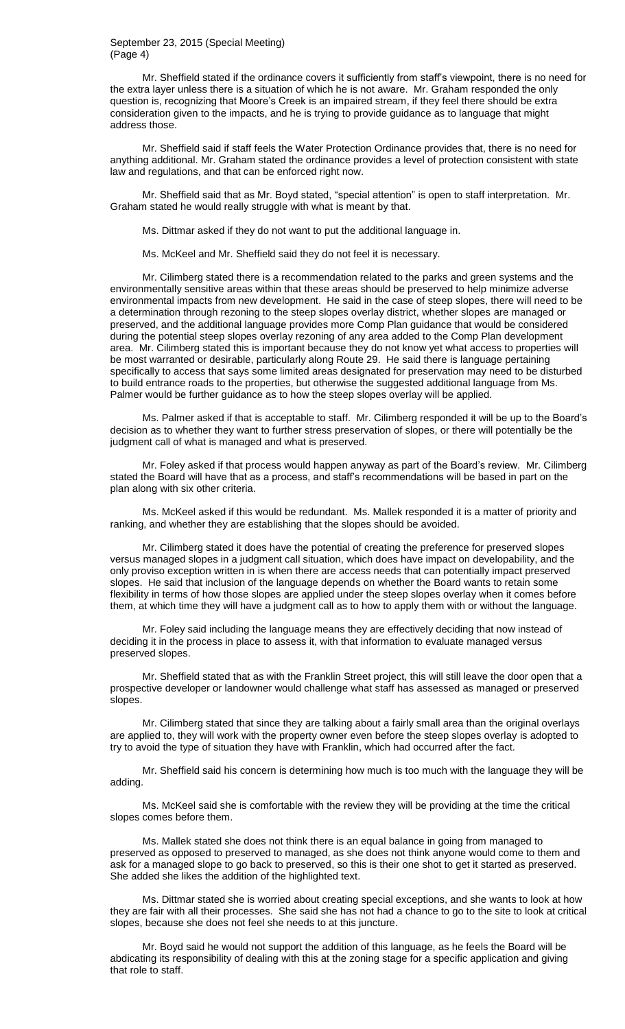Mr. Sheffield stated if the ordinance covers it sufficiently from staff's viewpoint, there is no need for the extra layer unless there is a situation of which he is not aware. Mr. Graham responded the only question is, recognizing that Moore's Creek is an impaired stream, if they feel there should be extra consideration given to the impacts, and he is trying to provide guidance as to language that might address those.

Mr. Sheffield said if staff feels the Water Protection Ordinance provides that, there is no need for anything additional. Mr. Graham stated the ordinance provides a level of protection consistent with state law and regulations, and that can be enforced right now.

Mr. Sheffield said that as Mr. Boyd stated, "special attention" is open to staff interpretation. Mr. Graham stated he would really struggle with what is meant by that.

Ms. Dittmar asked if they do not want to put the additional language in.

Ms. McKeel and Mr. Sheffield said they do not feel it is necessary.

Mr. Cilimberg stated there is a recommendation related to the parks and green systems and the environmentally sensitive areas within that these areas should be preserved to help minimize adverse environmental impacts from new development. He said in the case of steep slopes, there will need to be a determination through rezoning to the steep slopes overlay district, whether slopes are managed or preserved, and the additional language provides more Comp Plan guidance that would be considered during the potential steep slopes overlay rezoning of any area added to the Comp Plan development area. Mr. Cilimberg stated this is important because they do not know yet what access to properties will be most warranted or desirable, particularly along Route 29. He said there is language pertaining specifically to access that says some limited areas designated for preservation may need to be disturbed to build entrance roads to the properties, but otherwise the suggested additional language from Ms. Palmer would be further guidance as to how the steep slopes overlay will be applied.

Ms. Palmer asked if that is acceptable to staff. Mr. Cilimberg responded it will be up to the Board's decision as to whether they want to further stress preservation of slopes, or there will potentially be the judgment call of what is managed and what is preserved.

Mr. Foley asked if that process would happen anyway as part of the Board's review. Mr. Cilimberg stated the Board will have that as a process, and staff's recommendations will be based in part on the plan along with six other criteria.

Ms. McKeel asked if this would be redundant. Ms. Mallek responded it is a matter of priority and ranking, and whether they are establishing that the slopes should be avoided.

Mr. Cilimberg stated it does have the potential of creating the preference for preserved slopes versus managed slopes in a judgment call situation, which does have impact on developability, and the only proviso exception written in is when there are access needs that can potentially impact preserved slopes. He said that inclusion of the language depends on whether the Board wants to retain some flexibility in terms of how those slopes are applied under the steep slopes overlay when it comes before them, at which time they will have a judgment call as to how to apply them with or without the language.

Mr. Foley said including the language means they are effectively deciding that now instead of deciding it in the process in place to assess it, with that information to evaluate managed versus preserved slopes.

Mr. Sheffield stated that as with the Franklin Street project, this will still leave the door open that a prospective developer or landowner would challenge what staff has assessed as managed or preserved slopes.

Mr. Cilimberg stated that since they are talking about a fairly small area than the original overlays are applied to, they will work with the property owner even before the steep slopes overlay is adopted to try to avoid the type of situation they have with Franklin, which had occurred after the fact.

Mr. Sheffield said his concern is determining how much is too much with the language they will be adding.

Ms. McKeel said she is comfortable with the review they will be providing at the time the critical slopes comes before them.

Ms. Mallek stated she does not think there is an equal balance in going from managed to preserved as opposed to preserved to managed, as she does not think anyone would come to them and ask for a managed slope to go back to preserved, so this is their one shot to get it started as preserved. She added she likes the addition of the highlighted text.

Ms. Dittmar stated she is worried about creating special exceptions, and she wants to look at how they are fair with all their processes. She said she has not had a chance to go to the site to look at critical slopes, because she does not feel she needs to at this juncture.

Mr. Boyd said he would not support the addition of this language, as he feels the Board will be abdicating its responsibility of dealing with this at the zoning stage for a specific application and giving that role to staff.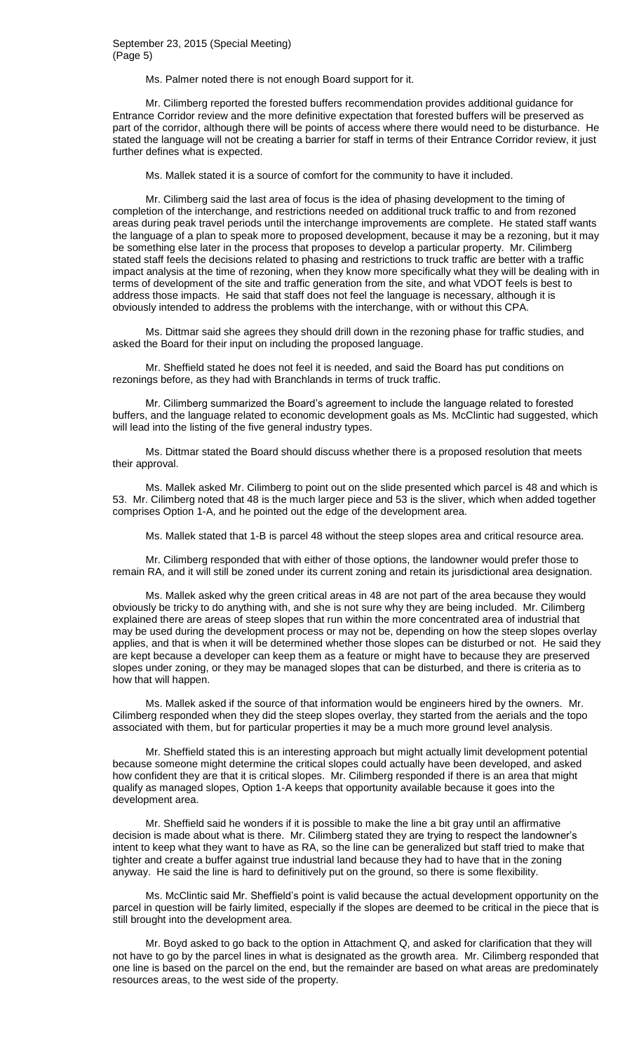Ms. Palmer noted there is not enough Board support for it.

Mr. Cilimberg reported the forested buffers recommendation provides additional guidance for Entrance Corridor review and the more definitive expectation that forested buffers will be preserved as part of the corridor, although there will be points of access where there would need to be disturbance. He stated the language will not be creating a barrier for staff in terms of their Entrance Corridor review, it just further defines what is expected.

Ms. Mallek stated it is a source of comfort for the community to have it included.

Mr. Cilimberg said the last area of focus is the idea of phasing development to the timing of completion of the interchange, and restrictions needed on additional truck traffic to and from rezoned areas during peak travel periods until the interchange improvements are complete. He stated staff wants the language of a plan to speak more to proposed development, because it may be a rezoning, but it may be something else later in the process that proposes to develop a particular property. Mr. Cilimberg stated staff feels the decisions related to phasing and restrictions to truck traffic are better with a traffic impact analysis at the time of rezoning, when they know more specifically what they will be dealing with in terms of development of the site and traffic generation from the site, and what VDOT feels is best to address those impacts. He said that staff does not feel the language is necessary, although it is obviously intended to address the problems with the interchange, with or without this CPA.

Ms. Dittmar said she agrees they should drill down in the rezoning phase for traffic studies, and asked the Board for their input on including the proposed language.

Mr. Sheffield stated he does not feel it is needed, and said the Board has put conditions on rezonings before, as they had with Branchlands in terms of truck traffic.

Mr. Cilimberg summarized the Board's agreement to include the language related to forested buffers, and the language related to economic development goals as Ms. McClintic had suggested, which will lead into the listing of the five general industry types.

Ms. Dittmar stated the Board should discuss whether there is a proposed resolution that meets their approval.

Ms. Mallek asked Mr. Cilimberg to point out on the slide presented which parcel is 48 and which is 53. Mr. Cilimberg noted that 48 is the much larger piece and 53 is the sliver, which when added together comprises Option 1-A, and he pointed out the edge of the development area.

Ms. Mallek stated that 1-B is parcel 48 without the steep slopes area and critical resource area.

Mr. Cilimberg responded that with either of those options, the landowner would prefer those to remain RA, and it will still be zoned under its current zoning and retain its jurisdictional area designation.

Ms. Mallek asked why the green critical areas in 48 are not part of the area because they would obviously be tricky to do anything with, and she is not sure why they are being included. Mr. Cilimberg explained there are areas of steep slopes that run within the more concentrated area of industrial that may be used during the development process or may not be, depending on how the steep slopes overlay applies, and that is when it will be determined whether those slopes can be disturbed or not. He said they are kept because a developer can keep them as a feature or might have to because they are preserved slopes under zoning, or they may be managed slopes that can be disturbed, and there is criteria as to how that will happen.

Ms. Mallek asked if the source of that information would be engineers hired by the owners. Mr. Cilimberg responded when they did the steep slopes overlay, they started from the aerials and the topo associated with them, but for particular properties it may be a much more ground level analysis.

Mr. Sheffield stated this is an interesting approach but might actually limit development potential because someone might determine the critical slopes could actually have been developed, and asked how confident they are that it is critical slopes. Mr. Cilimberg responded if there is an area that might qualify as managed slopes, Option 1-A keeps that opportunity available because it goes into the development area.

Mr. Sheffield said he wonders if it is possible to make the line a bit gray until an affirmative decision is made about what is there. Mr. Cilimberg stated they are trying to respect the landowner's intent to keep what they want to have as RA, so the line can be generalized but staff tried to make that tighter and create a buffer against true industrial land because they had to have that in the zoning anyway. He said the line is hard to definitively put on the ground, so there is some flexibility.

Ms. McClintic said Mr. Sheffield's point is valid because the actual development opportunity on the parcel in question will be fairly limited, especially if the slopes are deemed to be critical in the piece that is still brought into the development area.

Mr. Boyd asked to go back to the option in Attachment Q, and asked for clarification that they will not have to go by the parcel lines in what is designated as the growth area. Mr. Cilimberg responded that one line is based on the parcel on the end, but the remainder are based on what areas are predominately resources areas, to the west side of the property.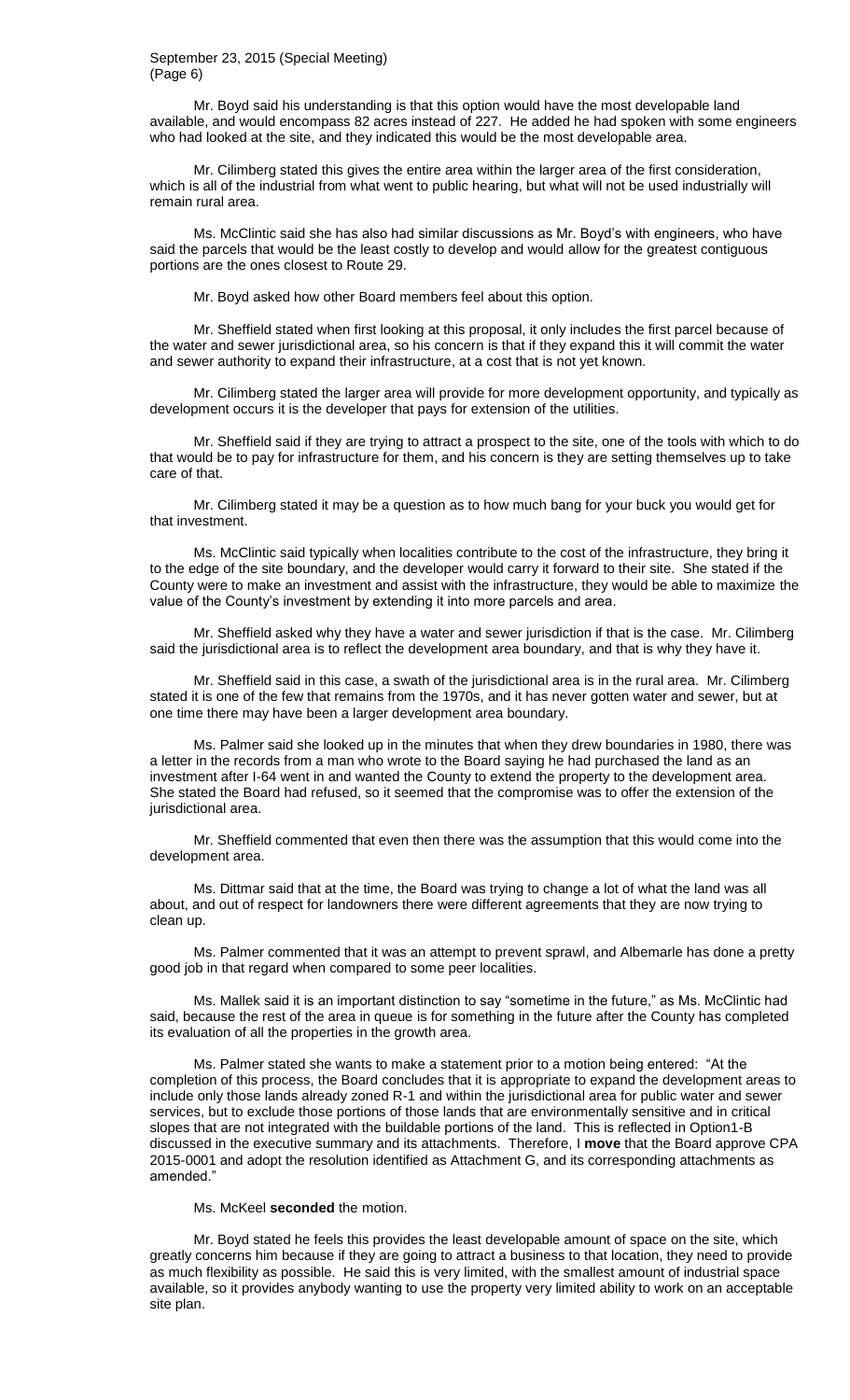Mr. Boyd said his understanding is that this option would have the most developable land available, and would encompass 82 acres instead of 227. He added he had spoken with some engineers who had looked at the site, and they indicated this would be the most developable area.

Mr. Cilimberg stated this gives the entire area within the larger area of the first consideration, which is all of the industrial from what went to public hearing, but what will not be used industrially will remain rural area.

Ms. McClintic said she has also had similar discussions as Mr. Boyd's with engineers, who have said the parcels that would be the least costly to develop and would allow for the greatest contiguous portions are the ones closest to Route 29.

Mr. Boyd asked how other Board members feel about this option.

Mr. Sheffield stated when first looking at this proposal, it only includes the first parcel because of the water and sewer jurisdictional area, so his concern is that if they expand this it will commit the water and sewer authority to expand their infrastructure, at a cost that is not yet known.

Mr. Cilimberg stated the larger area will provide for more development opportunity, and typically as development occurs it is the developer that pays for extension of the utilities.

Mr. Sheffield said if they are trying to attract a prospect to the site, one of the tools with which to do that would be to pay for infrastructure for them, and his concern is they are setting themselves up to take care of that.

Mr. Cilimberg stated it may be a question as to how much bang for your buck you would get for that investment.

Ms. McClintic said typically when localities contribute to the cost of the infrastructure, they bring it to the edge of the site boundary, and the developer would carry it forward to their site. She stated if the County were to make an investment and assist with the infrastructure, they would be able to maximize the value of the County's investment by extending it into more parcels and area.

Mr. Sheffield asked why they have a water and sewer jurisdiction if that is the case. Mr. Cilimberg said the jurisdictional area is to reflect the development area boundary, and that is why they have it.

Mr. Sheffield said in this case, a swath of the jurisdictional area is in the rural area. Mr. Cilimberg stated it is one of the few that remains from the 1970s, and it has never gotten water and sewer, but at one time there may have been a larger development area boundary.

Ms. Palmer said she looked up in the minutes that when they drew boundaries in 1980, there was a letter in the records from a man who wrote to the Board saying he had purchased the land as an investment after I-64 went in and wanted the County to extend the property to the development area. She stated the Board had refused, so it seemed that the compromise was to offer the extension of the jurisdictional area.

Mr. Sheffield commented that even then there was the assumption that this would come into the development area.

Ms. Dittmar said that at the time, the Board was trying to change a lot of what the land was all about, and out of respect for landowners there were different agreements that they are now trying to clean up.

Ms. Palmer commented that it was an attempt to prevent sprawl, and Albemarle has done a pretty good job in that regard when compared to some peer localities.

Ms. Mallek said it is an important distinction to say "sometime in the future," as Ms. McClintic had said, because the rest of the area in queue is for something in the future after the County has completed its evaluation of all the properties in the growth area.

Ms. Palmer stated she wants to make a statement prior to a motion being entered: "At the completion of this process, the Board concludes that it is appropriate to expand the development areas to include only those lands already zoned R-1 and within the jurisdictional area for public water and sewer services, but to exclude those portions of those lands that are environmentally sensitive and in critical slopes that are not integrated with the buildable portions of the land. This is reflected in Option1-B discussed in the executive summary and its attachments. Therefore, I **move** that the Board approve CPA 2015-0001 and adopt the resolution identified as Attachment G, and its corresponding attachments as amended."

Ms. McKeel **seconded** the motion.

Mr. Boyd stated he feels this provides the least developable amount of space on the site, which greatly concerns him because if they are going to attract a business to that location, they need to provide as much flexibility as possible. He said this is very limited, with the smallest amount of industrial space available, so it provides anybody wanting to use the property very limited ability to work on an acceptable site plan.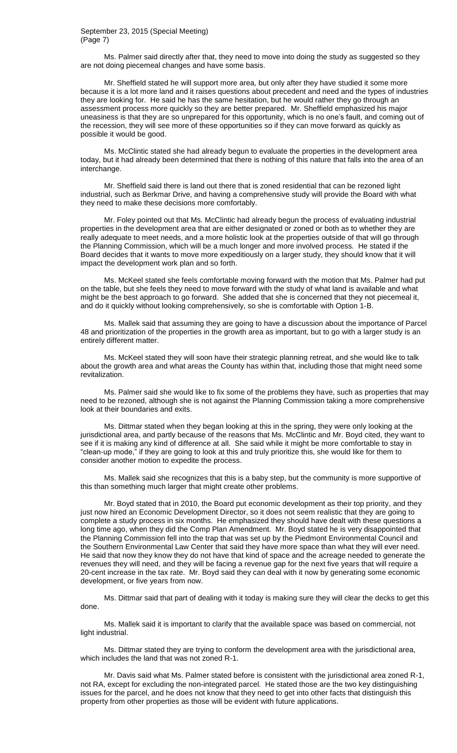Ms. Palmer said directly after that, they need to move into doing the study as suggested so they are not doing piecemeal changes and have some basis.

Mr. Sheffield stated he will support more area, but only after they have studied it some more because it is a lot more land and it raises questions about precedent and need and the types of industries they are looking for. He said he has the same hesitation, but he would rather they go through an assessment process more quickly so they are better prepared. Mr. Sheffield emphasized his major uneasiness is that they are so unprepared for this opportunity, which is no one's fault, and coming out of the recession, they will see more of these opportunities so if they can move forward as quickly as possible it would be good.

Ms. McClintic stated she had already begun to evaluate the properties in the development area today, but it had already been determined that there is nothing of this nature that falls into the area of an interchange.

Mr. Sheffield said there is land out there that is zoned residential that can be rezoned light industrial, such as Berkmar Drive, and having a comprehensive study will provide the Board with what they need to make these decisions more comfortably.

Mr. Foley pointed out that Ms. McClintic had already begun the process of evaluating industrial properties in the development area that are either designated or zoned or both as to whether they are really adequate to meet needs, and a more holistic look at the properties outside of that will go through the Planning Commission, which will be a much longer and more involved process. He stated if the Board decides that it wants to move more expeditiously on a larger study, they should know that it will impact the development work plan and so forth.

Ms. McKeel stated she feels comfortable moving forward with the motion that Ms. Palmer had put on the table, but she feels they need to move forward with the study of what land is available and what might be the best approach to go forward. She added that she is concerned that they not piecemeal it, and do it quickly without looking comprehensively, so she is comfortable with Option 1-B.

Ms. Mallek said that assuming they are going to have a discussion about the importance of Parcel 48 and prioritization of the properties in the growth area as important, but to go with a larger study is an entirely different matter.

Ms. McKeel stated they will soon have their strategic planning retreat, and she would like to talk about the growth area and what areas the County has within that, including those that might need some revitalization.

Ms. Palmer said she would like to fix some of the problems they have, such as properties that may need to be rezoned, although she is not against the Planning Commission taking a more comprehensive look at their boundaries and exits.

Ms. Dittmar stated when they began looking at this in the spring, they were only looking at the jurisdictional area, and partly because of the reasons that Ms. McClintic and Mr. Boyd cited, they want to see if it is making any kind of difference at all. She said while it might be more comfortable to stay in "clean-up mode," if they are going to look at this and truly prioritize this, she would like for them to consider another motion to expedite the process.

Ms. Mallek said she recognizes that this is a baby step, but the community is more supportive of this than something much larger that might create other problems.

Mr. Boyd stated that in 2010, the Board put economic development as their top priority, and they just now hired an Economic Development Director, so it does not seem realistic that they are going to complete a study process in six months. He emphasized they should have dealt with these questions a long time ago, when they did the Comp Plan Amendment. Mr. Boyd stated he is very disappointed that the Planning Commission fell into the trap that was set up by the Piedmont Environmental Council and the Southern Environmental Law Center that said they have more space than what they will ever need. He said that now they know they do not have that kind of space and the acreage needed to generate the revenues they will need, and they will be facing a revenue gap for the next five years that will require a 20-cent increase in the tax rate. Mr. Boyd said they can deal with it now by generating some economic development, or five years from now.

Ms. Dittmar said that part of dealing with it today is making sure they will clear the decks to get this done.

Ms. Mallek said it is important to clarify that the available space was based on commercial, not light industrial.

Ms. Dittmar stated they are trying to conform the development area with the jurisdictional area, which includes the land that was not zoned R-1.

Mr. Davis said what Ms. Palmer stated before is consistent with the jurisdictional area zoned R-1, not RA, except for excluding the non-integrated parcel. He stated those are the two key distinguishing issues for the parcel, and he does not know that they need to get into other facts that distinguish this property from other properties as those will be evident with future applications.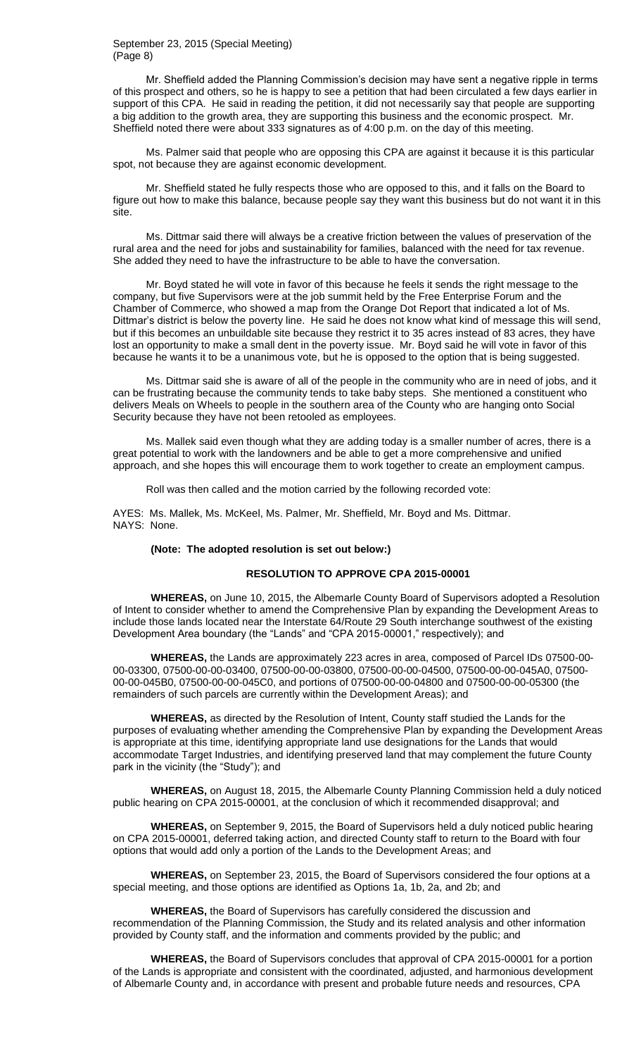Mr. Sheffield added the Planning Commission's decision may have sent a negative ripple in terms of this prospect and others, so he is happy to see a petition that had been circulated a few days earlier in support of this CPA. He said in reading the petition, it did not necessarily say that people are supporting a big addition to the growth area, they are supporting this business and the economic prospect. Mr. Sheffield noted there were about 333 signatures as of 4:00 p.m. on the day of this meeting.

Ms. Palmer said that people who are opposing this CPA are against it because it is this particular spot, not because they are against economic development.

Mr. Sheffield stated he fully respects those who are opposed to this, and it falls on the Board to figure out how to make this balance, because people say they want this business but do not want it in this site.

Ms. Dittmar said there will always be a creative friction between the values of preservation of the rural area and the need for jobs and sustainability for families, balanced with the need for tax revenue. She added they need to have the infrastructure to be able to have the conversation.

Mr. Boyd stated he will vote in favor of this because he feels it sends the right message to the company, but five Supervisors were at the job summit held by the Free Enterprise Forum and the Chamber of Commerce, who showed a map from the Orange Dot Report that indicated a lot of Ms. Dittmar's district is below the poverty line. He said he does not know what kind of message this will send, but if this becomes an unbuildable site because they restrict it to 35 acres instead of 83 acres, they have lost an opportunity to make a small dent in the poverty issue. Mr. Boyd said he will vote in favor of this because he wants it to be a unanimous vote, but he is opposed to the option that is being suggested.

Ms. Dittmar said she is aware of all of the people in the community who are in need of jobs, and it can be frustrating because the community tends to take baby steps. She mentioned a constituent who delivers Meals on Wheels to people in the southern area of the County who are hanging onto Social Security because they have not been retooled as employees.

Ms. Mallek said even though what they are adding today is a smaller number of acres, there is a great potential to work with the landowners and be able to get a more comprehensive and unified approach, and she hopes this will encourage them to work together to create an employment campus.

Roll was then called and the motion carried by the following recorded vote:

AYES: Ms. Mallek, Ms. McKeel, Ms. Palmer, Mr. Sheffield, Mr. Boyd and Ms. Dittmar.
NAYS: None.

**(Note: The adopted resolution is set out below:)**

**RESOLUTION TO APPROVE CPA 2015-00001**

**WHEREAS,** on June 10, 2015, the Albemarle County Board of Supervisors adopted a Resolution of Intent to consider whether to amend the Comprehensive Plan by expanding the Development Areas to include those lands located near the Interstate 64/Route 29 South interchange southwest of the existing Development Area boundary (the "Lands" and "CPA 2015-00001," respectively); and

**WHEREAS,** the Lands are approximately 223 acres in area, composed of Parcel IDs 07500-00-00-03300, 07500-00-00-03400, 07500-00-00-03800, 07500-00-00-04500, 07500-00-00-045A0, 07500-00-00-045B0, 07500-00-00-045C0, and portions of 07500-00-00-04800 and 07500-00-00-05300 (the remainders of such parcels are currently within the Development Areas); and

**WHEREAS,** as directed by the Resolution of Intent, County staff studied the Lands for the purposes of evaluating whether amending the Comprehensive Plan by expanding the Development Areas is appropriate at this time, identifying appropriate land use designations for the Lands that would accommodate Target Industries, and identifying preserved land that may complement the future County park in the vicinity (the "Study"); and

**WHEREAS,** on August 18, 2015, the Albemarle County Planning Commission held a duly noticed public hearing on CPA 2015-00001, at the conclusion of which it recommended disapproval; and

**WHEREAS,** on September 9, 2015, the Board of Supervisors held a duly noticed public hearing on CPA 2015-00001, deferred taking action, and directed County staff to return to the Board with four options that would add only a portion of the Lands to the Development Areas; and

**WHEREAS,** on September 23, 2015, the Board of Supervisors considered the four options at a special meeting, and those options are identified as Options 1a, 1b, 2a, and 2b; and

**WHEREAS,** the Board of Supervisors has carefully considered the discussion and recommendation of the Planning Commission, the Study and its related analysis and other information provided by County staff, and the information and comments provided by the public; and

**WHEREAS,** the Board of Supervisors concludes that approval of CPA 2015-00001 for a portion of the Lands is appropriate and consistent with the coordinated, adjusted, and harmonious development of Albemarle County and, in accordance with present and probable future needs and resources, CPA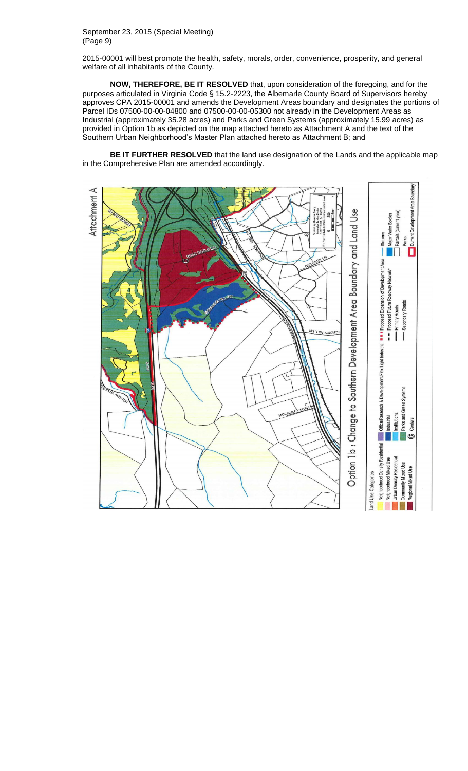2015-00001 will best promote the health, safety, morals, order, convenience, prosperity, and general welfare of all inhabitants of the County.

**NOW, THEREFORE, BE IT RESOLVED** that, upon consideration of the foregoing, and for the purposes articulated in Virginia Code § 15.2-2223, the Albemarle County Board of Supervisors hereby approves CPA 2015-00001 and amends the Development Areas boundary and designates the portions of Parcel IDs 07500-00-00-04800 and 07500-00-00-05300 not already in the Development Areas as Industrial (approximately 35.28 acres) and Parks and Green Systems (approximately 15.99 acres) as provided in Option 1b as depicted on the map attached hereto as Attachment A and the text of the Southern Urban Neighborhood's Master Plan attached hereto as Attachment B; and

**BE IT FURTHER RESOLVED** that the land use designation of the Lands and the applicable map in the Comprehensive Plan are amended accordingly.

Attachment A

Option 1b : Change to Southern Development Area Boundary and Land Use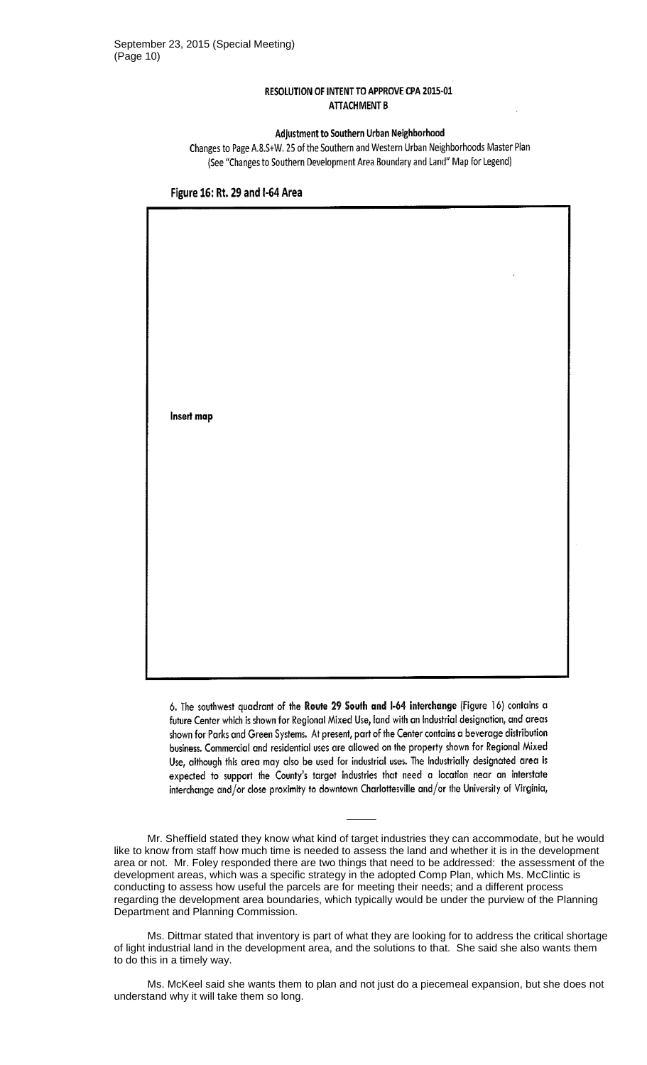**RESOLUTION OF INTENT TO APPROVE CPA 2015-01**
**ATTACHMENT B**

**Adjustment to Southern Urban Neighborhood**

Changes to Page A.8.S+W. 25 of the Southern and Western Urban Neighborhoods Master Plan
(See "Changes to Southern Development Area Boundary and Land" Map for Legend)

**Figure 16: Rt. 29 and I-64 Area**

Insert map

6. The southwest quadrant of the **Route 29 South and I-64 interchange** (Figure 16) contains a future Center which is shown for Regional Mixed Use, land with an Industrial designation, and areas shown for Parks and Green Systems. At present, part of the Center contains a beverage distribution business. Commercial and residential uses are allowed on the property shown for Regional Mixed Use, although this area may also be used for industrial uses. The Industrially designated area is expected to support the County's target industries that need a location near an interstate interchange and/or close proximity to downtown Charlottesville and/or the University of Virginia,

---

Mr. Sheffield stated they know what kind of target industries they can accommodate, but he would like to know from staff how much time is needed to assess the land and whether it is in the development area or not. Mr. Foley responded there are two things that need to be addressed: the assessment of the development areas, which was a specific strategy in the adopted Comp Plan, which Ms. McClintic is conducting to assess how useful the parcels are for meeting their needs; and a different process regarding the development area boundaries, which typically would be under the purview of the Planning Department and Planning Commission.

Ms. Dittmar stated that inventory is part of what they are looking for to address the critical shortage of light industrial land in the development area, and the solutions to that. She said she also wants them to do this in a timely way.

Ms. McKeel said she wants them to plan and not just do a piecemeal expansion, but she does not understand why it will take them so long.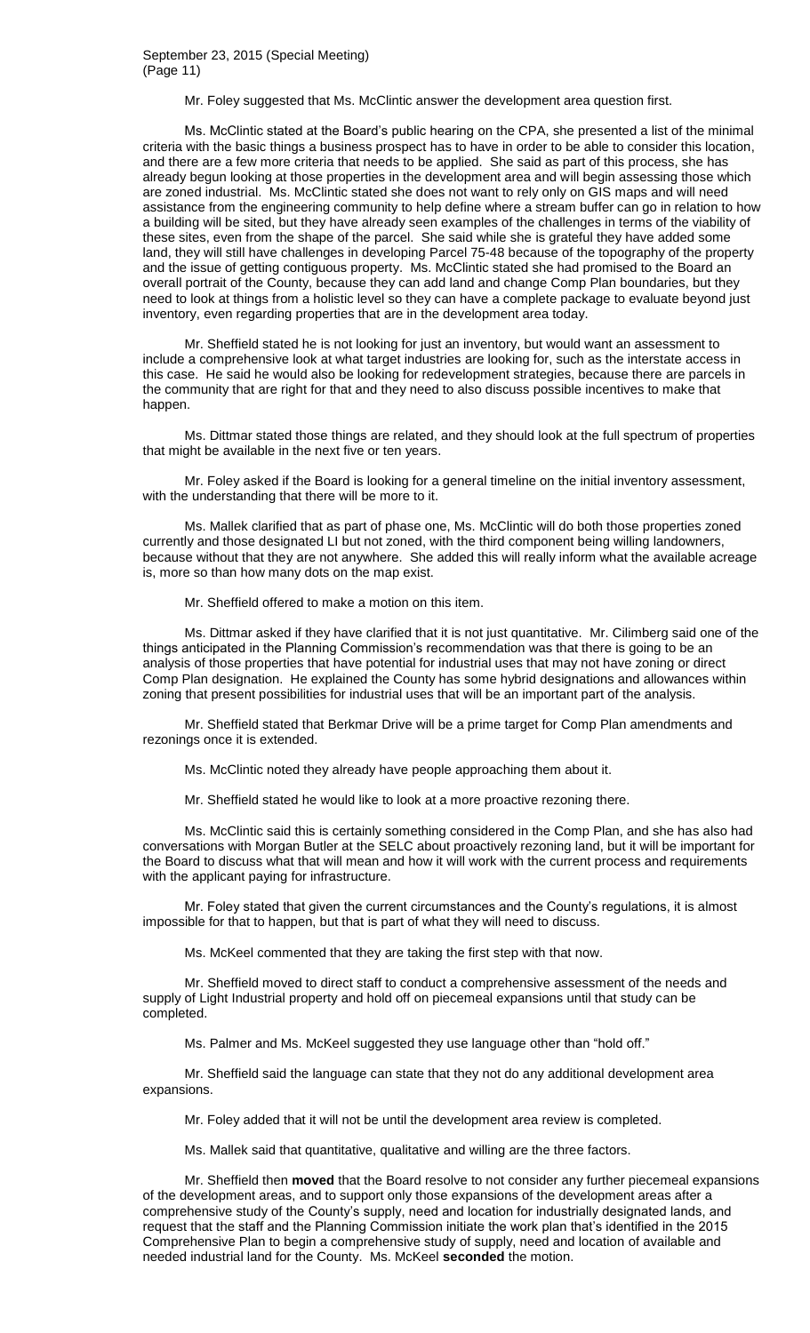Mr. Foley suggested that Ms. McClintic answer the development area question first.

Ms. McClintic stated at the Board's public hearing on the CPA, she presented a list of the minimal criteria with the basic things a business prospect has to have in order to be able to consider this location, and there are a few more criteria that needs to be applied. She said as part of this process, she has already begun looking at those properties in the development area and will begin assessing those which are zoned industrial. Ms. McClintic stated she does not want to rely only on GIS maps and will need assistance from the engineering community to help define where a stream buffer can go in relation to how a building will be sited, but they have already seen examples of the challenges in terms of the viability of these sites, even from the shape of the parcel. She said while she is grateful they have added some land, they will still have challenges in developing Parcel 75-48 because of the topography of the property and the issue of getting contiguous property. Ms. McClintic stated she had promised to the Board an overall portrait of the County, because they can add land and change Comp Plan boundaries, but they need to look at things from a holistic level so they can have a complete package to evaluate beyond just inventory, even regarding properties that are in the development area today.

Mr. Sheffield stated he is not looking for just an inventory, but would want an assessment to include a comprehensive look at what target industries are looking for, such as the interstate access in this case. He said he would also be looking for redevelopment strategies, because there are parcels in the community that are right for that and they need to also discuss possible incentives to make that happen.

Ms. Dittmar stated those things are related, and they should look at the full spectrum of properties that might be available in the next five or ten years.

Mr. Foley asked if the Board is looking for a general timeline on the initial inventory assessment, with the understanding that there will be more to it.

Ms. Mallek clarified that as part of phase one, Ms. McClintic will do both those properties zoned currently and those designated LI but not zoned, with the third component being willing landowners, because without that they are not anywhere. She added this will really inform what the available acreage is, more so than how many dots on the map exist.

Mr. Sheffield offered to make a motion on this item.

Ms. Dittmar asked if they have clarified that it is not just quantitative. Mr. Cilimberg said one of the things anticipated in the Planning Commission's recommendation was that there is going to be an analysis of those properties that have potential for industrial uses that may not have zoning or direct Comp Plan designation. He explained the County has some hybrid designations and allowances within zoning that present possibilities for industrial uses that will be an important part of the analysis.

Mr. Sheffield stated that Berkmar Drive will be a prime target for Comp Plan amendments and rezonings once it is extended.

Ms. McClintic noted they already have people approaching them about it.

Mr. Sheffield stated he would like to look at a more proactive rezoning there.

Ms. McClintic said this is certainly something considered in the Comp Plan, and she has also had conversations with Morgan Butler at the SELC about proactively rezoning land, but it will be important for the Board to discuss what that will mean and how it will work with the current process and requirements with the applicant paying for infrastructure.

Mr. Foley stated that given the current circumstances and the County's regulations, it is almost impossible for that to happen, but that is part of what they will need to discuss.

Ms. McKeel commented that they are taking the first step with that now.

Mr. Sheffield moved to direct staff to conduct a comprehensive assessment of the needs and supply of Light Industrial property and hold off on piecemeal expansions until that study can be completed.

Ms. Palmer and Ms. McKeel suggested they use language other than "hold off."

Mr. Sheffield said the language can state that they not do any additional development area expansions.

Mr. Foley added that it will not be until the development area review is completed.

Ms. Mallek said that quantitative, qualitative and willing are the three factors.

Mr. Sheffield then **moved** that the Board resolve to not consider any further piecemeal expansions of the development areas, and to support only those expansions of the development areas after a comprehensive study of the County's supply, need and location for industrially designated lands, and request that the staff and the Planning Commission initiate the work plan that's identified in the 2015 Comprehensive Plan to begin a comprehensive study of supply, need and location of available and needed industrial land for the County. Ms. McKeel **seconded** the motion.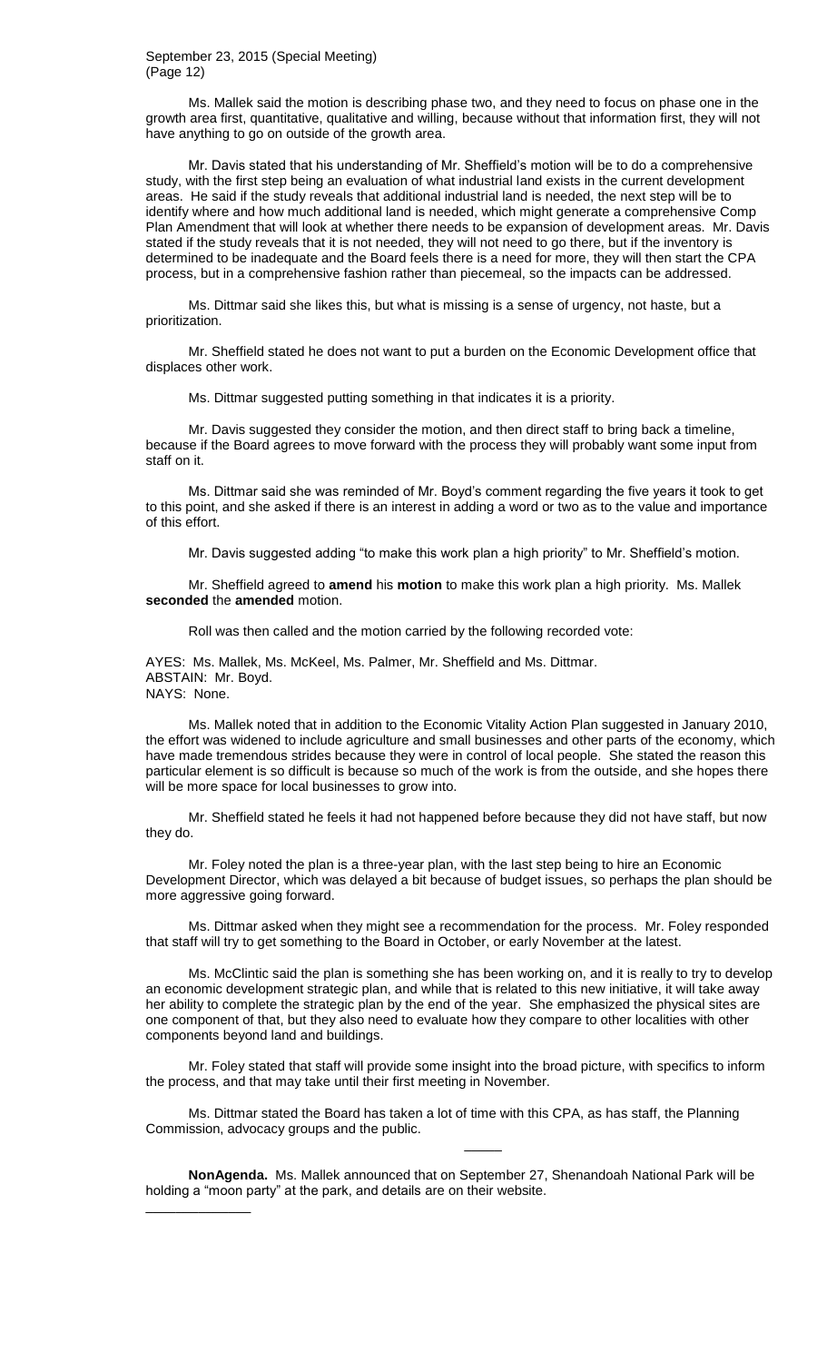Ms. Mallek said the motion is describing phase two, and they need to focus on phase one in the growth area first, quantitative, qualitative and willing, because without that information first, they will not have anything to go on outside of the growth area.

Mr. Davis stated that his understanding of Mr. Sheffield's motion will be to do a comprehensive study, with the first step being an evaluation of what industrial land exists in the current development areas. He said if the study reveals that additional industrial land is needed, the next step will be to identify where and how much additional land is needed, which might generate a comprehensive Comp Plan Amendment that will look at whether there needs to be expansion of development areas. Mr. Davis stated if the study reveals that it is not needed, they will not need to go there, but if the inventory is determined to be inadequate and the Board feels there is a need for more, they will then start the CPA process, but in a comprehensive fashion rather than piecemeal, so the impacts can be addressed.

Ms. Dittmar said she likes this, but what is missing is a sense of urgency, not haste, but a prioritization.

Mr. Sheffield stated he does not want to put a burden on the Economic Development office that displaces other work.

Ms. Dittmar suggested putting something in that indicates it is a priority.

Mr. Davis suggested they consider the motion, and then direct staff to bring back a timeline, because if the Board agrees to move forward with the process they will probably want some input from staff on it.

Ms. Dittmar said she was reminded of Mr. Boyd's comment regarding the five years it took to get to this point, and she asked if there is an interest in adding a word or two as to the value and importance of this effort.

Mr. Davis suggested adding "to make this work plan a high priority" to Mr. Sheffield's motion.

Mr. Sheffield agreed to **amend** his **motion** to make this work plan a high priority. Ms. Mallek **seconded** the **amended** motion.

Roll was then called and the motion carried by the following recorded vote:

AYES: Ms. Mallek, Ms. McKeel, Ms. Palmer, Mr. Sheffield and Ms. Dittmar.
ABSTAIN: Mr. Boyd.
NAYS: None.

Ms. Mallek noted that in addition to the Economic Vitality Action Plan suggested in January 2010, the effort was widened to include agriculture and small businesses and other parts of the economy, which have made tremendous strides because they were in control of local people. She stated the reason this particular element is so difficult is because so much of the work is from the outside, and she hopes there will be more space for local businesses to grow into.

Mr. Sheffield stated he feels it had not happened before because they did not have staff, but now they do.

Mr. Foley noted the plan is a three-year plan, with the last step being to hire an Economic Development Director, which was delayed a bit because of budget issues, so perhaps the plan should be more aggressive going forward.

Ms. Dittmar asked when they might see a recommendation for the process. Mr. Foley responded that staff will try to get something to the Board in October, or early November at the latest.

Ms. McClintic said the plan is something she has been working on, and it is really to try to develop an economic development strategic plan, and while that is related to this new initiative, it will take away her ability to complete the strategic plan by the end of the year. She emphasized the physical sites are one component of that, but they also need to evaluate how they compare to other localities with other components beyond land and buildings.

Mr. Foley stated that staff will provide some insight into the broad picture, with specifics to inform the process, and that may take until their first meeting in November.

Ms. Dittmar stated the Board has taken a lot of time with this CPA, as has staff, the Planning Commission, advocacy groups and the public.

_____

**NonAgenda.** Ms. Mallek announced that on September 27, Shenandoah National Park will be holding a "moon party" at the park, and details are on their website.

______________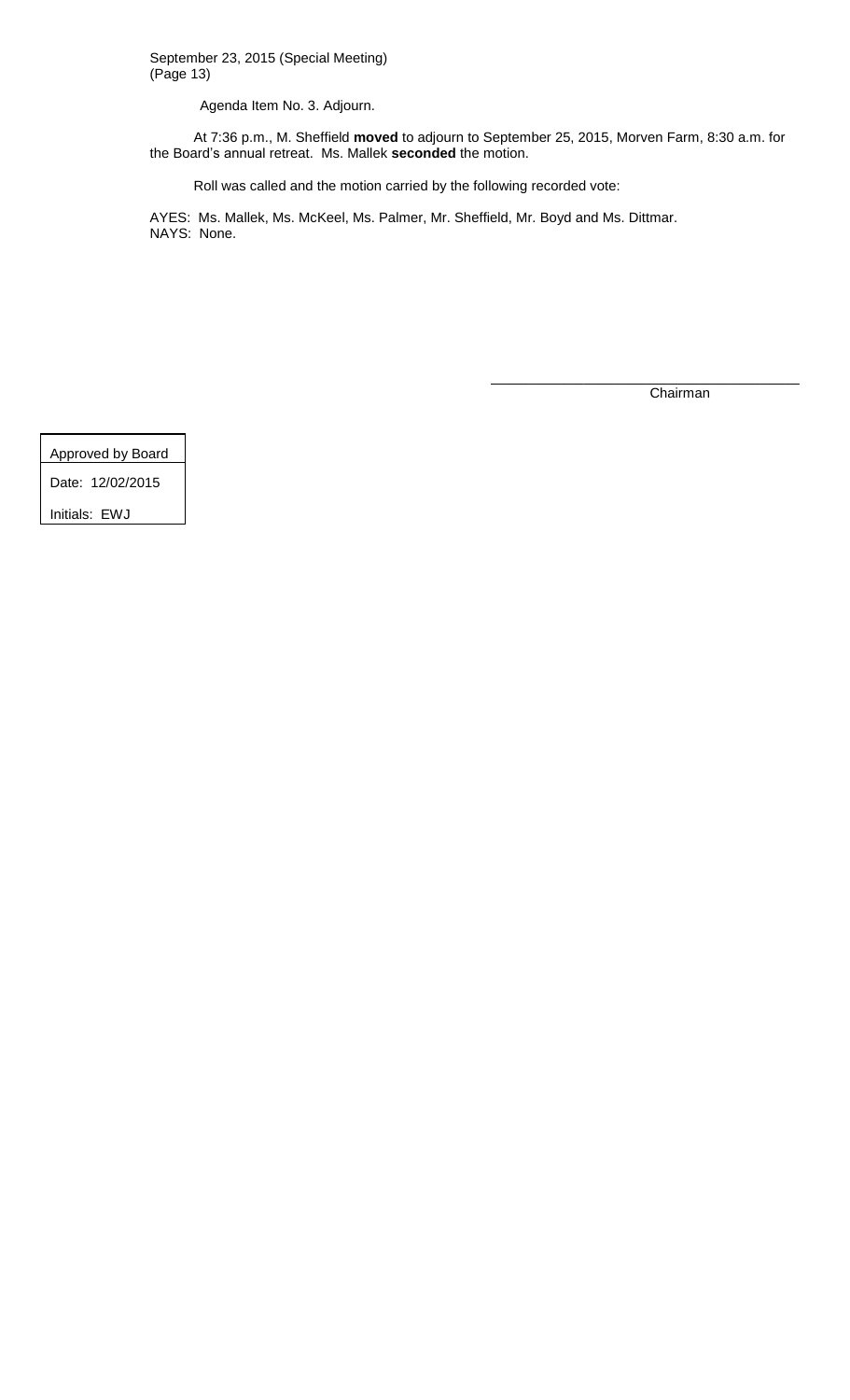Agenda Item No. 3. Adjourn.

At 7:36 p.m., M. Sheffield **moved** to adjourn to September 25, 2015, Morven Farm, 8:30 a.m. for the Board's annual retreat. Ms. Mallek **seconded** the motion.

Roll was called and the motion carried by the following recorded vote:

AYES: Ms. Mallek, Ms. McKeel, Ms. Palmer, Mr. Sheffield, Mr. Boyd and Ms. Dittmar.
NAYS: None.

\_\_\_\_\_\_\_\_\_\_\_\_\_\_\_\_\_\_\_\_\_\_\_\_\_\_\_\_\_\_\_\_\_\_\_\_
Chairman

| |
|---|
| Approved by Board |
| Date: 12/02/2015 |
| Initials: EWJ |